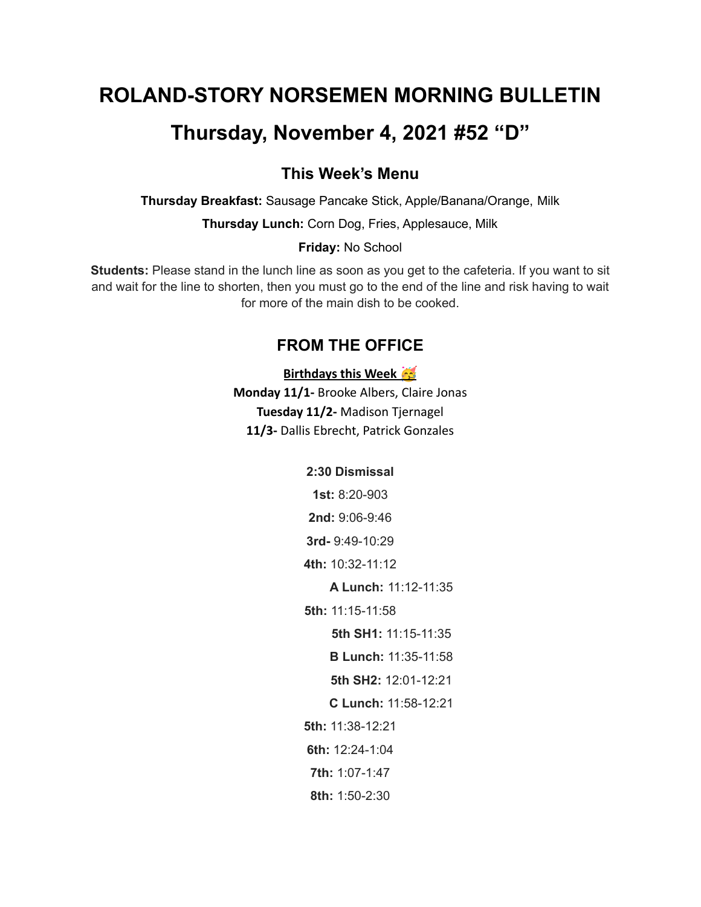# ROLAND-STORY NORSEMEN MORNING BULLETIN

# Thursday, November 4, 2021 #52 "D"

### This Week's Menu

**Thursday Breakfast:** Sausage Pancake Stick, Apple/Banana/Orange, Milk

**Thursday Lunch:** Corn Dog, Fries, Applesauce, Milk

**Friday:** No School

**Students:** Please stand in the lunch line as soon as you get to the cafeteria. If you want to sit and wait for the line to shorten, then you must go to the end of the line and risk having to wait for more of the main dish to be cooked.

### FROM THE OFFICE

**Birthdays this Week 🥳**

**Monday 11/1-** Brooke Albers, Claire Jonas

**Tuesday 11/2-** Madison Tjernagel

**11/3-** Dallis Ebrecht, Patrick Gonzales

**2:30 Dismissal**

**1st:** 8:20-903

**2nd:** 9:06-9:46

**3rd-** 9:49-10:29

**4th:** 10:32-11:12

**A Lunch:** 11:12-11:35

**5th:** 11:15-11:58

**5th SH1:** 11:15-11:35

**B Lunch:** 11:35-11:58

**5th SH2:** 12:01-12:21

**C Lunch:** 11:58-12:21

**5th:** 11:38-12:21

**6th:** 12:24-1:04

**7th:** 1:07-1:47

**8th:** 1:50-2:30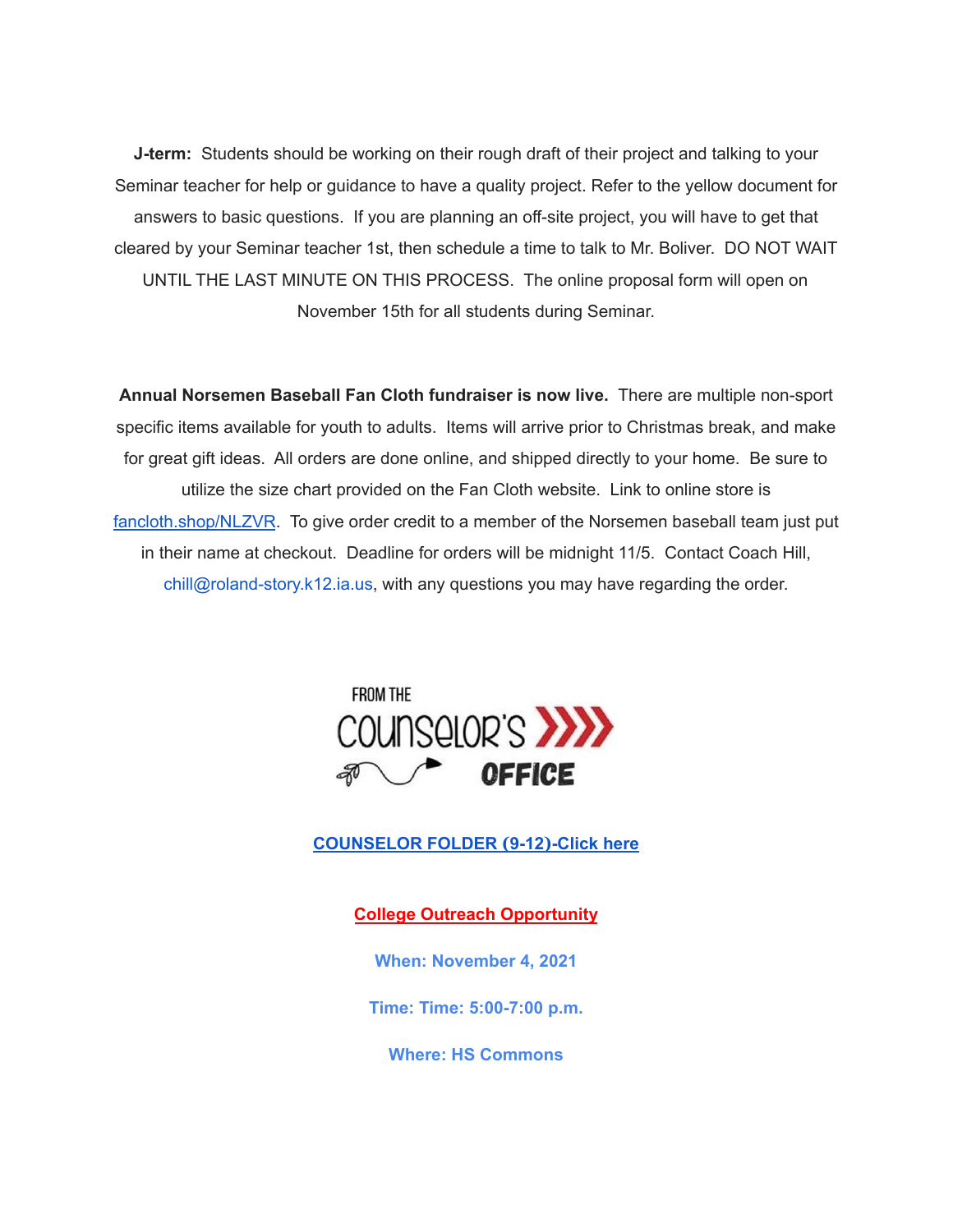**J-term:** Students should be working on their rough draft of their project and talking to your Seminar teacher for help or guidance to have a quality project. Refer to the yellow document for answers to basic questions. If you are planning an off-site project, you will have to get that cleared by your Seminar teacher 1st, then schedule a time to talk to Mr. Boliver. DO NOT WAIT UNTIL THE LAST MINUTE ON THIS PROCESS. The online proposal form will open on November 15th for all students during Seminar.

**Annual Norsemen Baseball Fan Cloth fundraiser is now live.** There are multiple non-sport specific items available for youth to adults. Items will arrive prior to Christmas break, and make for great gift ideas. All orders are done online, and shipped directly to your home. Be sure to utilize the size chart provided on the Fan Cloth website. Link to online store is [fancloth.shop/NLZVR](fancloth.shop/NLZVR). To give order credit to a member of the Norsemen baseball team just put in their name at checkout. Deadline for orders will be midnight 11/5. Contact Coach Hill, chill@roland-story.k12.ia.us, with any questions you may have regarding the order.

FROM THE COUNSELOR'S OFFICE

**[COUNSELOR FOLDER (9-12)-Click here]()**

**College Outreach Opportunity**

**When: November 4, 2021**

**Time: Time: 5:00-7:00 p.m.**

**Where: HS Commons**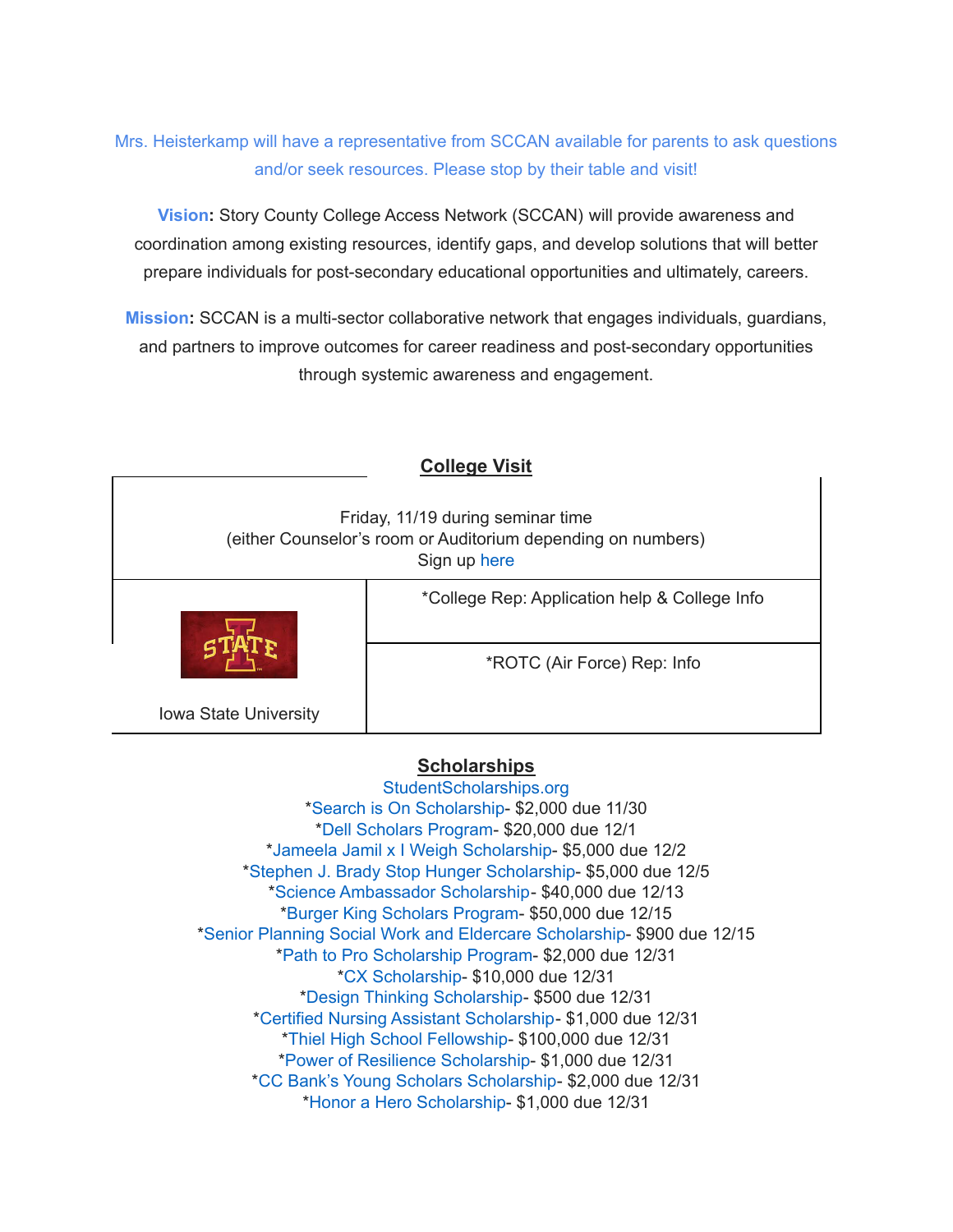Mrs. Heisterkamp will have a representative from SCCAN available for parents to ask questions and/or seek resources. Please stop by their table and visit!

**Vision:** Story County College Access Network (SCCAN) will provide awareness and coordination among existing resources, identify gaps, and develop solutions that will better prepare individuals for post-secondary educational opportunities and ultimately, careers.

**Mission:** SCCAN is a multi-sector collaborative network that engages individuals, guardians, and partners to improve outcomes for career readiness and post-secondary opportunities through systemic awareness and engagement.

## College Visit

| Friday, 11/19 during seminar time (either Counselor's room or Auditorium depending on numbers) Sign up here | |
|---|---|
| Iowa State University | *College Rep: Application help & College Info |
| | *ROTC (Air Force) Rep: Info |

## Scholarships

StudentScholarships.org

*Search is On Scholarship- $2,000 due 11/30
*Dell Scholars Program- $20,000 due 12/1
*Jameela Jamil x I Weigh Scholarship- $5,000 due 12/2
*Stephen J. Brady Stop Hunger Scholarship- $5,000 due 12/5
*Science Ambassador Scholarship- $40,000 due 12/13
*Burger King Scholars Program- $50,000 due 12/15
*Senior Planning Social Work and Eldercare Scholarship- $900 due 12/15
*Path to Pro Scholarship Program- $2,000 due 12/31
*CX Scholarship- $10,000 due 12/31
*Design Thinking Scholarship- $500 due 12/31
*Certified Nursing Assistant Scholarship- $1,000 due 12/31
*Thiel High School Fellowship- $100,000 due 12/31
*Power of Resilience Scholarship- $1,000 due 12/31
*CC Bank's Young Scholars Scholarship- $2,000 due 12/31
*Honor a Hero Scholarship- $1,000 due 12/31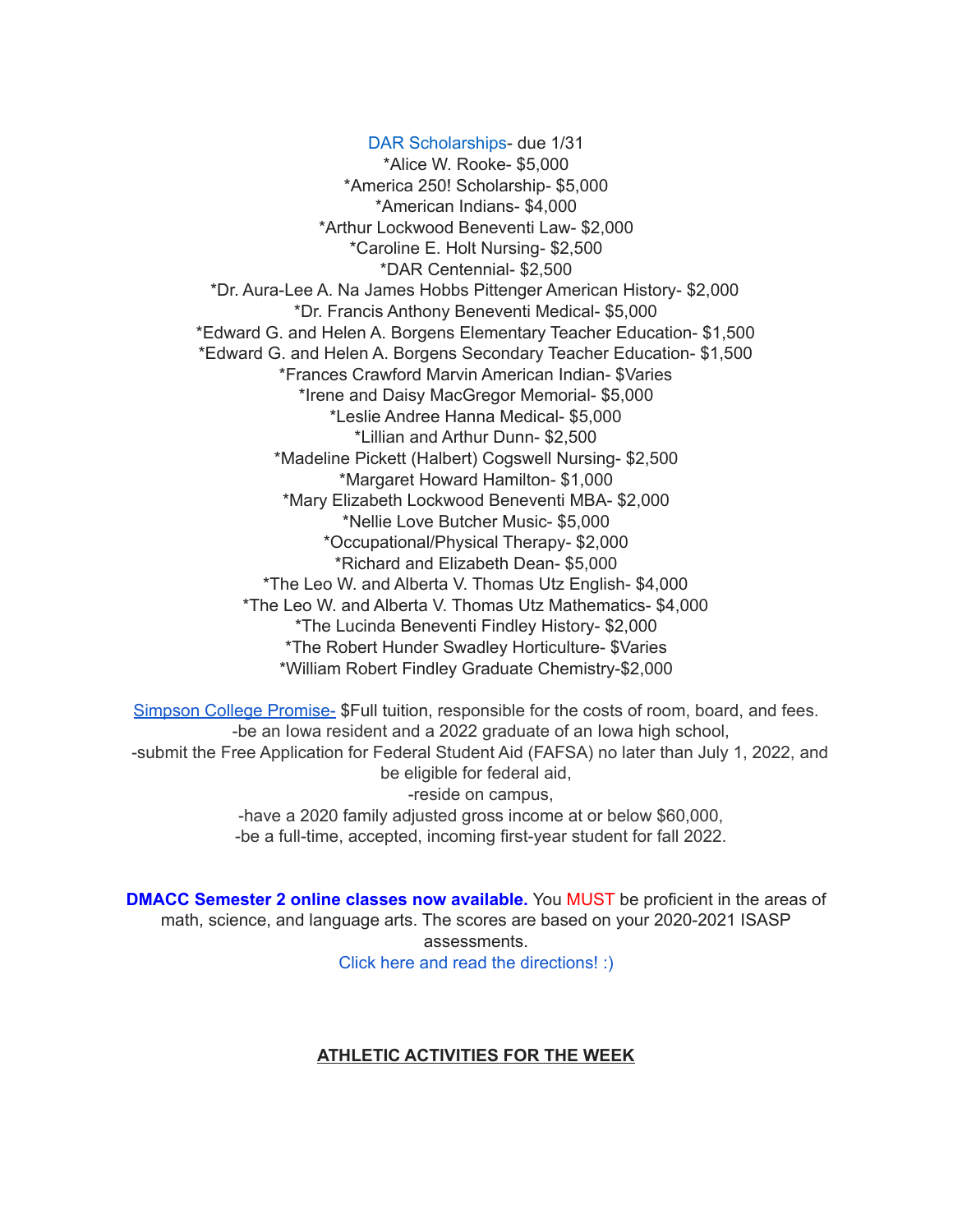DAR Scholarships- due 1/31
*Alice W. Rooke- $5,000
*America 250! Scholarship- $5,000
*American Indians- $4,000
*Arthur Lockwood Beneventi Law- $2,000
*Caroline E. Holt Nursing- $2,500
*DAR Centennial- $2,500
*Dr. Aura-Lee A. Na James Hobbs Pittenger American History- $2,000
*Dr. Francis Anthony Beneventi Medical- $5,000
*Edward G. and Helen A. Borgens Elementary Teacher Education- $1,500
*Edward G. and Helen A. Borgens Secondary Teacher Education- $1,500
*Frances Crawford Marvin American Indian- $Varies
*Irene and Daisy MacGregor Memorial- $5,000
*Leslie Andree Hanna Medical- $5,000
*Lillian and Arthur Dunn- $2,500
*Madeline Pickett (Halbert) Cogswell Nursing- $2,500
*Margaret Howard Hamilton- $1,000
*Mary Elizabeth Lockwood Beneventi MBA- $2,000
*Nellie Love Butcher Music- $5,000
*Occupational/Physical Therapy- $2,000
*Richard and Elizabeth Dean- $5,000
*The Leo W. and Alberta V. Thomas Utz English- $4,000
*The Leo W. and Alberta V. Thomas Utz Mathematics- $4,000
*The Lucinda Beneventi Findley History- $2,000
*The Robert Hunder Swadley Horticulture- $Varies
*William Robert Findley Graduate Chemistry-$2,000

Simpson College Promise- $Full tuition, responsible for the costs of room, board, and fees.
-be an Iowa resident and a 2022 graduate of an Iowa high school,
-submit the Free Application for Federal Student Aid (FAFSA) no later than July 1, 2022, and be eligible for federal aid,
-reside on campus,
-have a 2020 family adjusted gross income at or below $60,000,
-be a full-time, accepted, incoming first-year student for fall 2022.

**DMACC Semester 2 online classes now available.** You MUST be proficient in the areas of math, science, and language arts. The scores are based on your 2020-2021 ISASP assessments.
Click here and read the directions! :)

## ATHLETIC ACTIVITIES FOR THE WEEK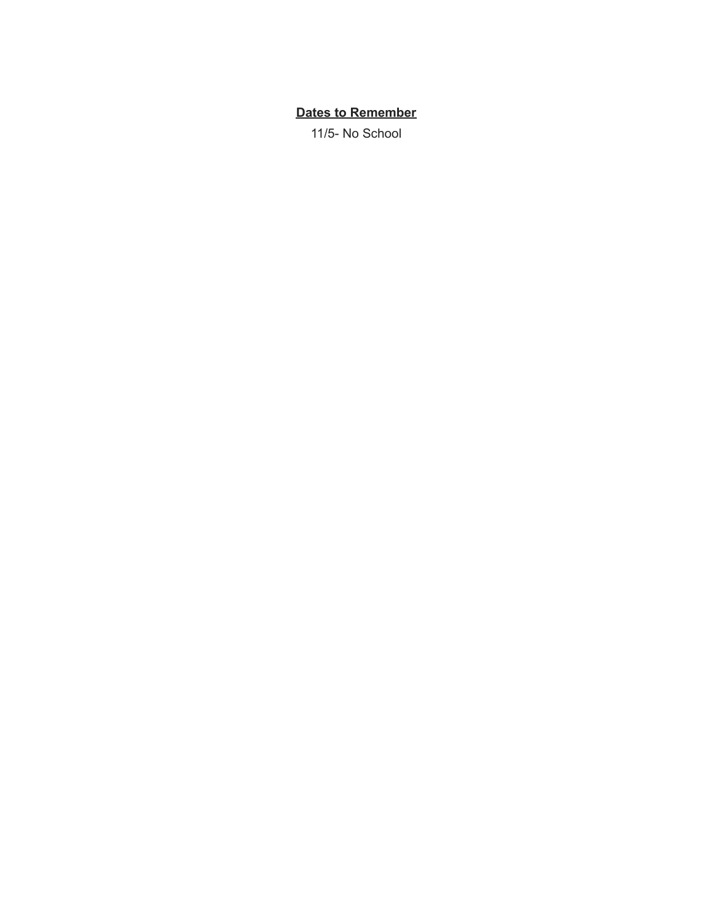**<u>Dates to Remember</u>**

11/5- No School